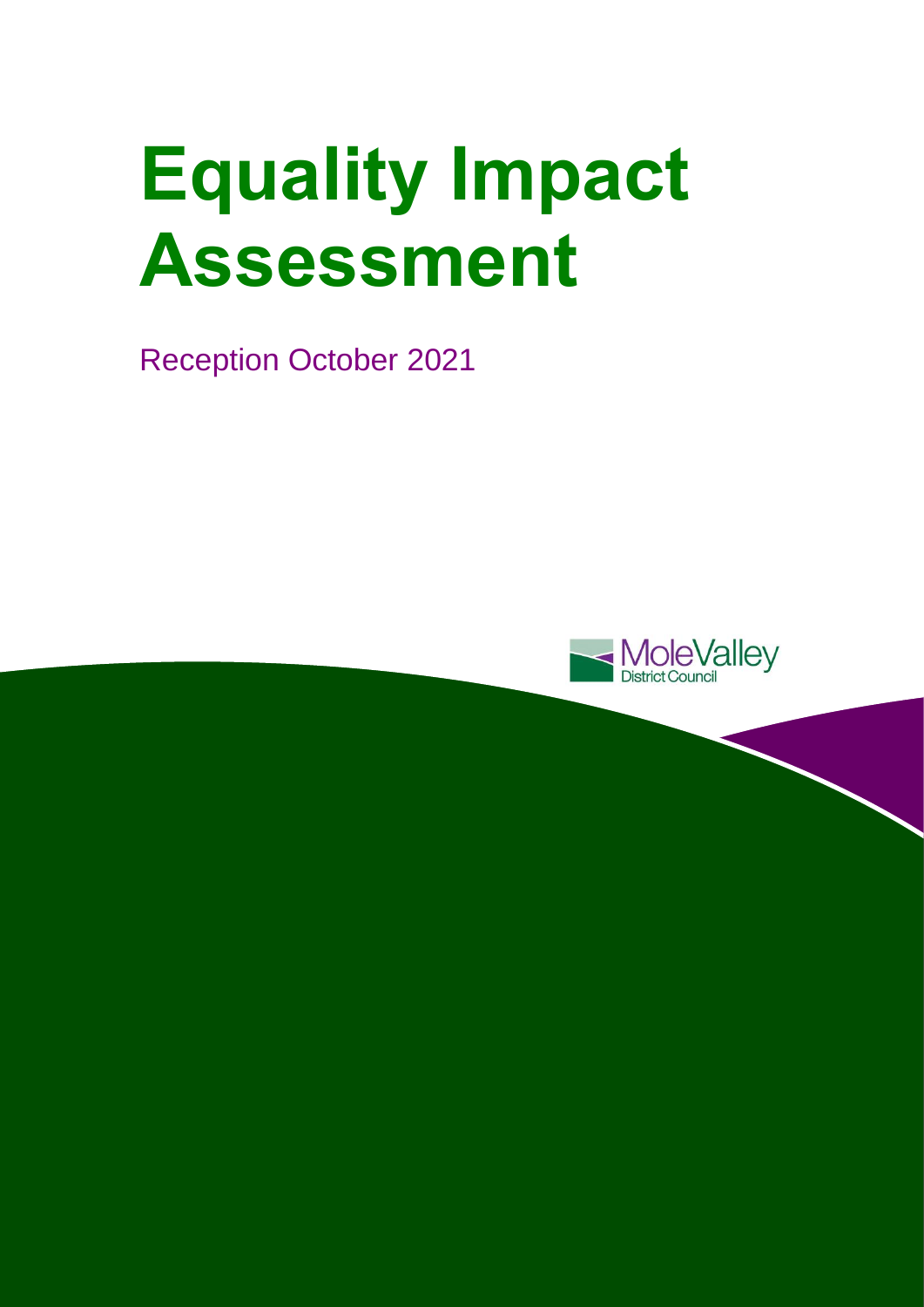# Equality Impact Assessment

Reception October 2021

Mole Valley District Council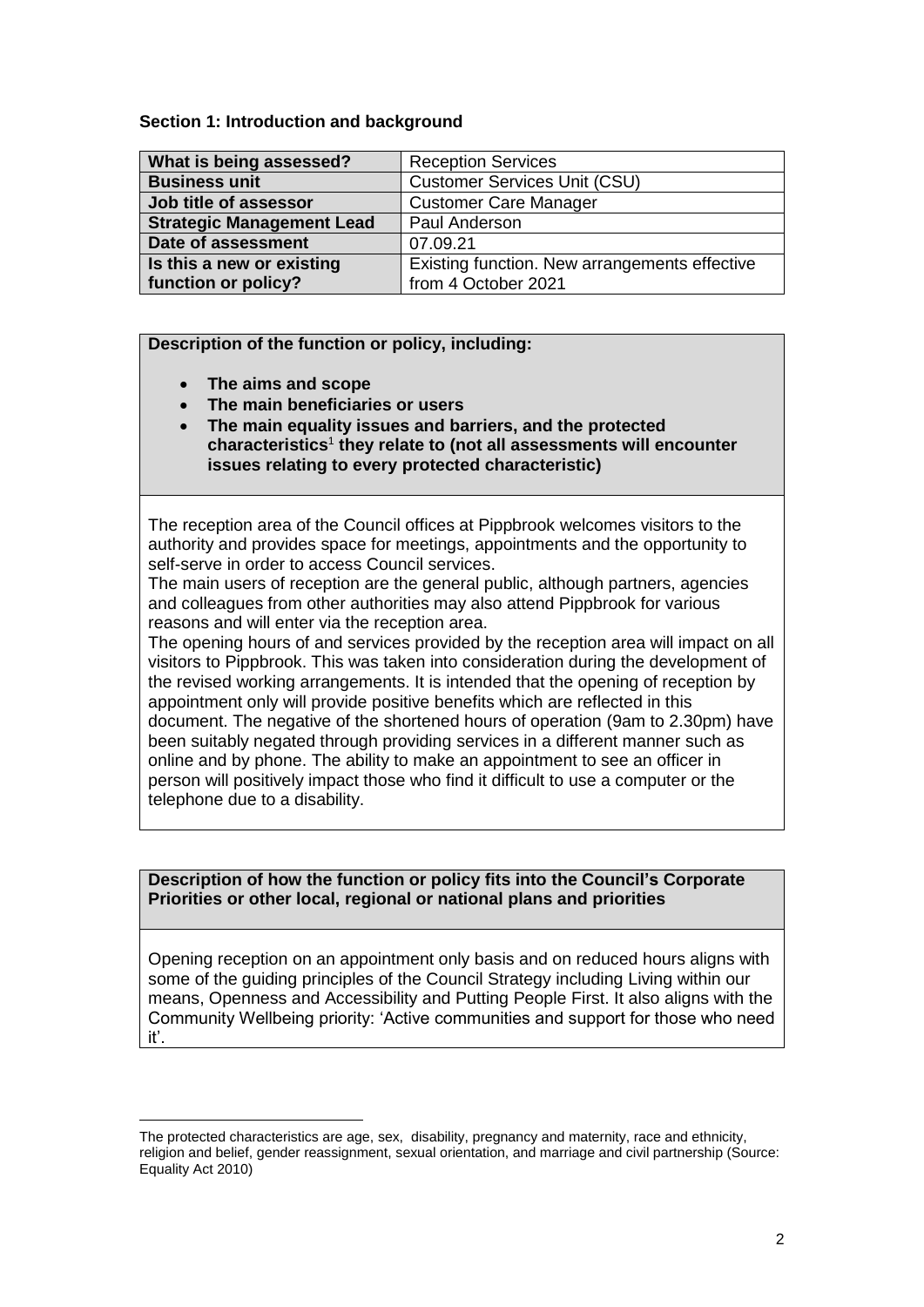## Section 1: Introduction and background

| What is being assessed? | Reception Services |
|---|---|
| **Business unit** | Customer Services Unit (CSU) |
| **Job title of assessor** | Customer Care Manager |
| **Strategic Management Lead** | Paul Anderson |
| **Date of assessment** | 07.09.21 |
| **Is this a new or existing function or policy?** | Existing function. New arrangements effective from 4 October 2021 |

**Description of the function or policy, including:**

- **The aims and scope**
- **The main beneficiaries or users**
- **The main equality issues and barriers, and the protected characteristics[1] they relate to (not all assessments will encounter issues relating to every protected characteristic)**

The reception area of the Council offices at Pippbrook welcomes visitors to the authority and provides space for meetings, appointments and the opportunity to self-serve in order to access Council services.
The main users of reception are the general public, although partners, agencies and colleagues from other authorities may also attend Pippbrook for various reasons and will enter via the reception area.
The opening hours of and services provided by the reception area will impact on all visitors to Pippbrook. This was taken into consideration during the development of the revised working arrangements. It is intended that the opening of reception by appointment only will provide positive benefits which are reflected in this document. The negative of the shortened hours of operation (9am to 2.30pm) have been suitably negated through providing services in a different manner such as online and by phone. The ability to make an appointment to see an officer in person will positively impact those who find it difficult to use a computer or the telephone due to a disability.

**Description of how the function or policy fits into the Council's Corporate Priorities or other local, regional or national plans and priorities**

Opening reception on an appointment only basis and on reduced hours aligns with some of the guiding principles of the Council Strategy including Living within our means, Openness and Accessibility and Putting People First. It also aligns with the Community Wellbeing priority: 'Active communities and support for those who need it'.

[1] The protected characteristics are age, sex, disability, pregnancy and maternity, race and ethnicity, religion and belief, gender reassignment, sexual orientation, and marriage and civil partnership (Source: Equality Act 2010)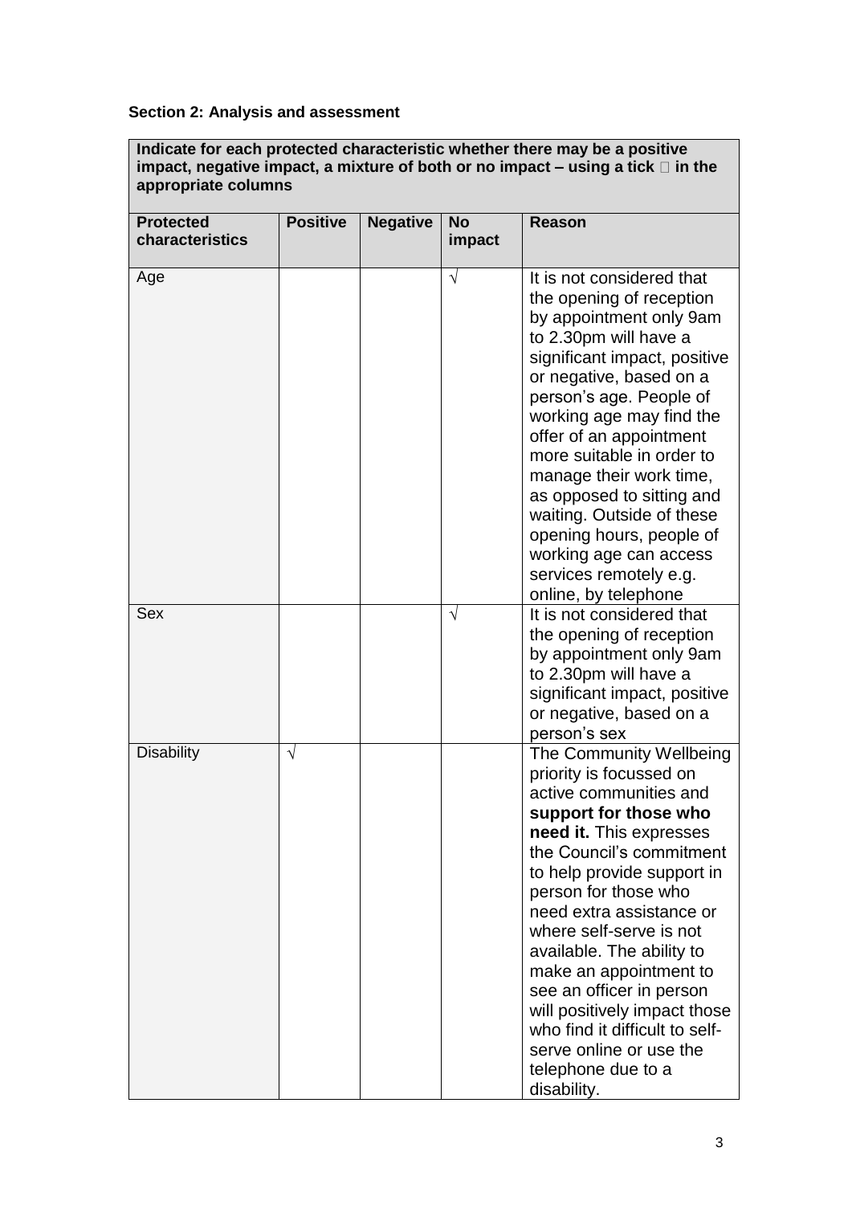**Section 2: Analysis and assessment**

| Indicate for each protected characteristic whether there may be a positive impact, negative impact, a mixture of both or no impact – using a tick  in the appropriate columns | | | | |
|---|---|---|---|---|
| **Protected characteristics** | **Positive** | **Negative** | **No impact** | **Reason** |
| Age | | | √ | It is not considered that the opening of reception by appointment only 9am to 2.30pm will have a significant impact, positive or negative, based on a person's age. People of working age may find the offer of an appointment more suitable in order to manage their work time, as opposed to sitting and waiting. Outside of these opening hours, people of working age can access services remotely e.g. online, by telephone |
| Sex | | | √ | It is not considered that the opening of reception by appointment only 9am to 2.30pm will have a significant impact, positive or negative, based on a person's sex |
| Disability | √ | | | The Community Wellbeing priority is focussed on active communities and **support for those who need it.** This expresses the Council's commitment to help provide support in person for those who need extra assistance or where self-serve is not available. The ability to make an appointment to see an officer in person will positively impact those who find it difficult to self-serve online or use the telephone due to a disability. |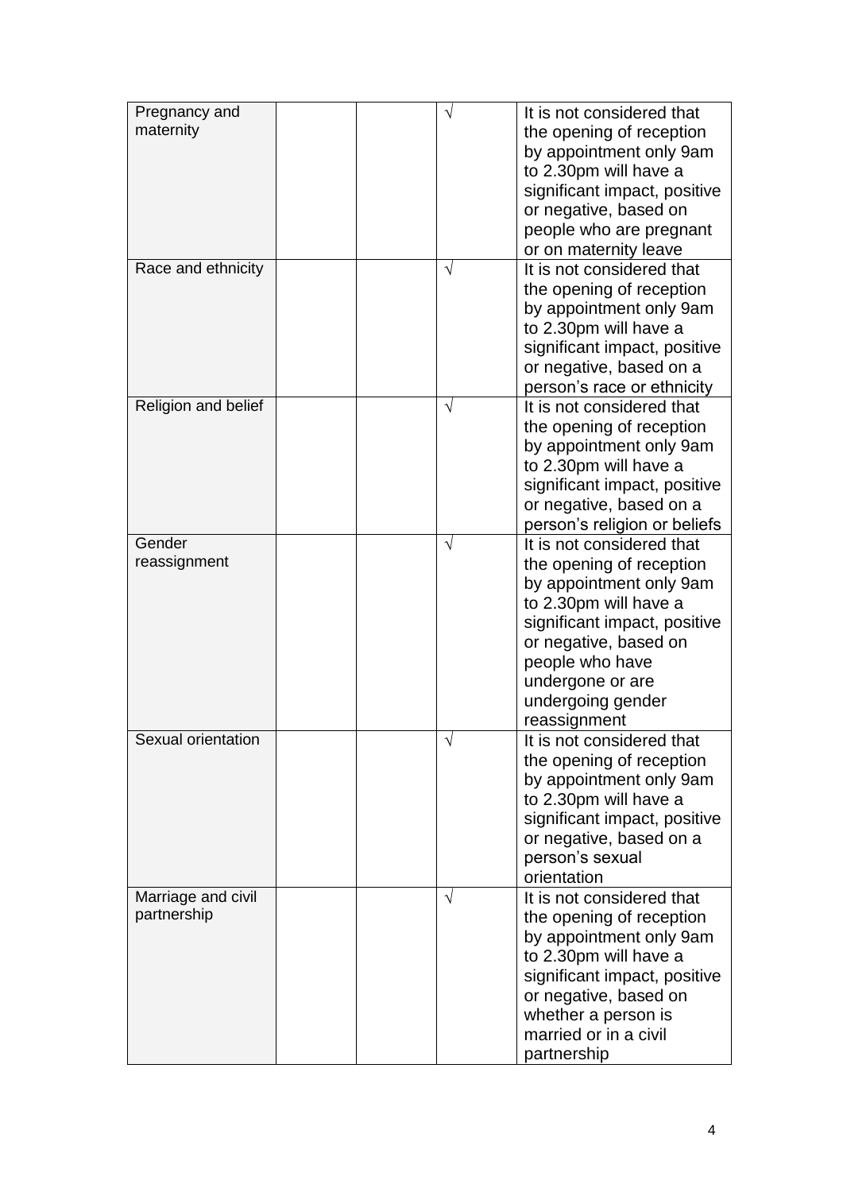| Pregnancy and maternity | | | √ | It is not considered that the opening of reception by appointment only 9am to 2.30pm will have a significant impact, positive or negative, based on people who are pregnant or on maternity leave |
|---|---|---|---|---|
| Race and ethnicity | | | √ | It is not considered that the opening of reception by appointment only 9am to 2.30pm will have a significant impact, positive or negative, based on a person's race or ethnicity |
| Religion and belief | | | √ | It is not considered that the opening of reception by appointment only 9am to 2.30pm will have a significant impact, positive or negative, based on a person's religion or beliefs |
| Gender reassignment | | | √ | It is not considered that the opening of reception by appointment only 9am to 2.30pm will have a significant impact, positive or negative, based on people who have undergone or are undergoing gender reassignment |
| Sexual orientation | | | √ | It is not considered that the opening of reception by appointment only 9am to 2.30pm will have a significant impact, positive or negative, based on a person's sexual orientation |
| Marriage and civil partnership | | | √ | It is not considered that the opening of reception by appointment only 9am to 2.30pm will have a significant impact, positive or negative, based on whether a person is married or in a civil partnership |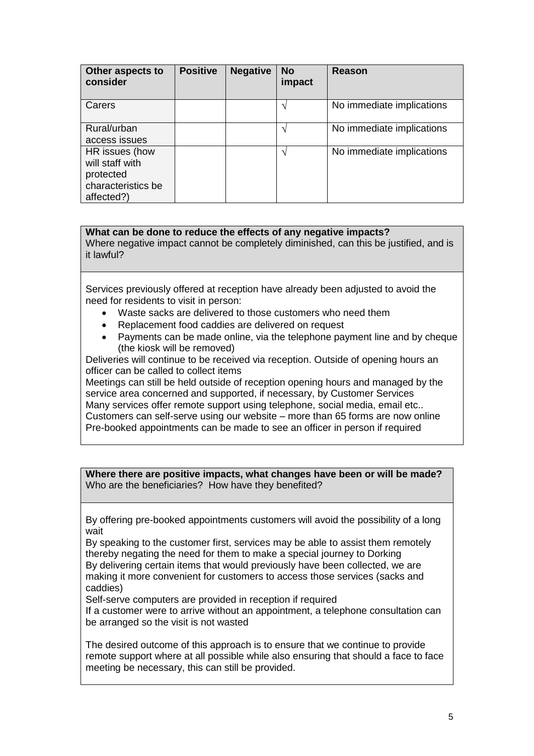| Other aspects to consider | Positive | Negative | No impact | Reason |
|---|---|---|---|---|
| Carers | | | √ | No immediate implications |
| Rural/urban access issues | | | √ | No immediate implications |
| HR issues (how will staff with protected characteristics be affected?) | | | √ | No immediate implications |

**What can be done to reduce the effects of any negative impacts?**
Where negative impact cannot be completely diminished, can this be justified, and is it lawful?

Services previously offered at reception have already been adjusted to avoid the need for residents to visit in person:

- Waste sacks are delivered to those customers who need them
- Replacement food caddies are delivered on request
- Payments can be made online, via the telephone payment line and by cheque (the kiosk will be removed)

Deliveries will continue to be received via reception. Outside of opening hours an officer can be called to collect items
Meetings can still be held outside of reception opening hours and managed by the service area concerned and supported, if necessary, by Customer Services
Many services offer remote support using telephone, social media, email etc..
Customers can self-serve using our website – more than 65 forms are now online
Pre-booked appointments can be made to see an officer in person if required

**Where there are positive impacts, what changes have been or will be made?**
Who are the beneficiaries? How have they benefited?

By offering pre-booked appointments customers will avoid the possibility of a long wait
By speaking to the customer first, services may be able to assist them remotely thereby negating the need for them to make a special journey to Dorking
By delivering certain items that would previously have been collected, we are making it more convenient for customers to access those services (sacks and caddies)
Self-serve computers are provided in reception if required
If a customer were to arrive without an appointment, a telephone consultation can be arranged so the visit is not wasted

The desired outcome of this approach is to ensure that we continue to provide remote support where at all possible while also ensuring that should a face to face meeting be necessary, this can still be provided.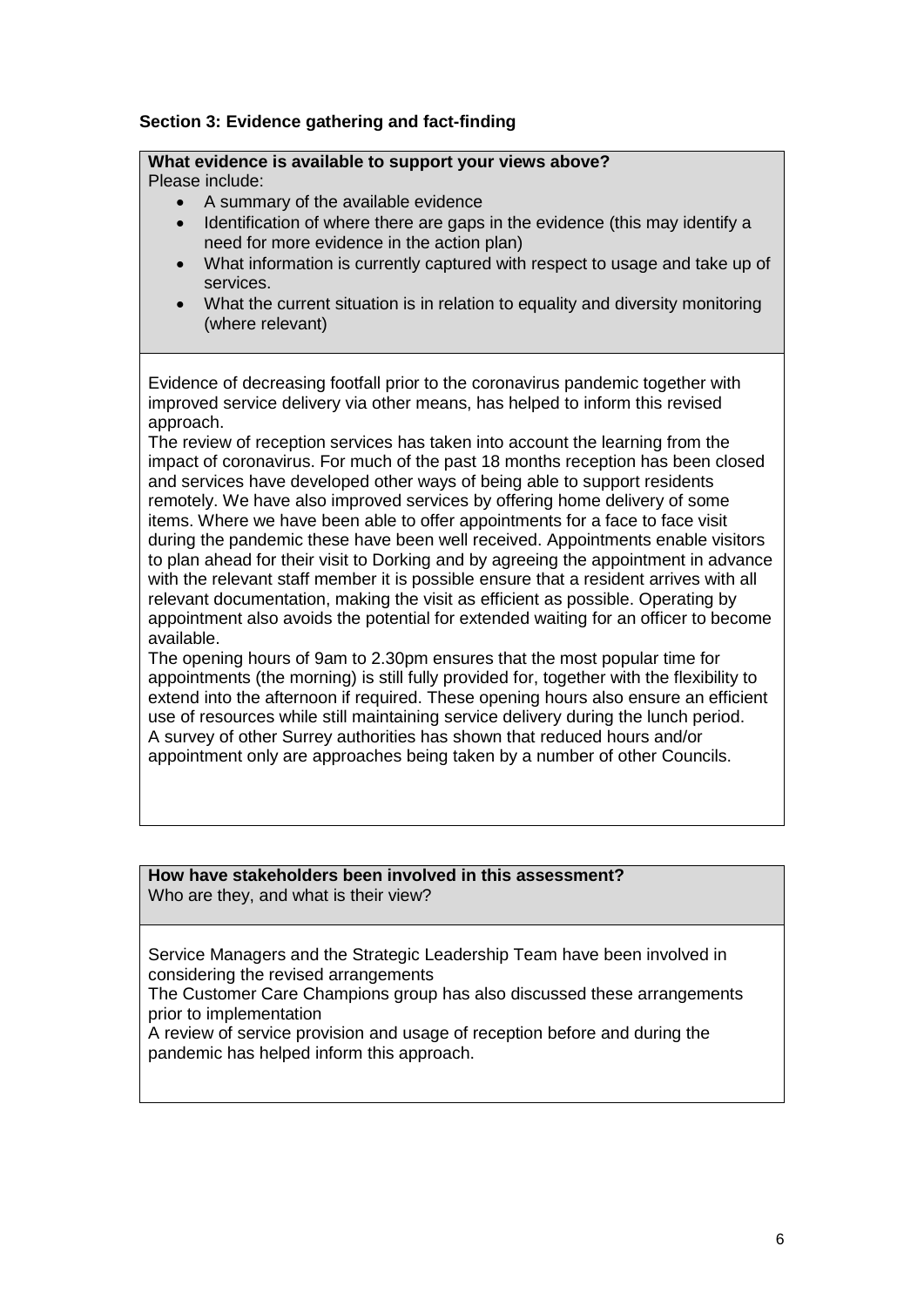### Section 3: Evidence gathering and fact-finding

**What evidence is available to support your views above?**
Please include:

- A summary of the available evidence
- Identification of where there are gaps in the evidence (this may identify a need for more evidence in the action plan)
- What information is currently captured with respect to usage and take up of services.
- What the current situation is in relation to equality and diversity monitoring (where relevant)

Evidence of decreasing footfall prior to the coronavirus pandemic together with improved service delivery via other means, has helped to inform this revised approach.

The review of reception services has taken into account the learning from the impact of coronavirus. For much of the past 18 months reception has been closed and services have developed other ways of being able to support residents remotely. We have also improved services by offering home delivery of some items. Where we have been able to offer appointments for a face to face visit during the pandemic these have been well received. Appointments enable visitors to plan ahead for their visit to Dorking and by agreeing the appointment in advance with the relevant staff member it is possible ensure that a resident arrives with all relevant documentation, making the visit as efficient as possible. Operating by appointment also avoids the potential for extended waiting for an officer to become available.

The opening hours of 9am to 2.30pm ensures that the most popular time for appointments (the morning) is still fully provided for, together with the flexibility to extend into the afternoon if required. These opening hours also ensure an efficient use of resources while still maintaining service delivery during the lunch period.

A survey of other Surrey authorities has shown that reduced hours and/or appointment only are approaches being taken by a number of other Councils.

**How have stakeholders been involved in this assessment?**
Who are they, and what is their view?

Service Managers and the Strategic Leadership Team have been involved in considering the revised arrangements

The Customer Care Champions group has also discussed these arrangements prior to implementation

A review of service provision and usage of reception before and during the pandemic has helped inform this approach.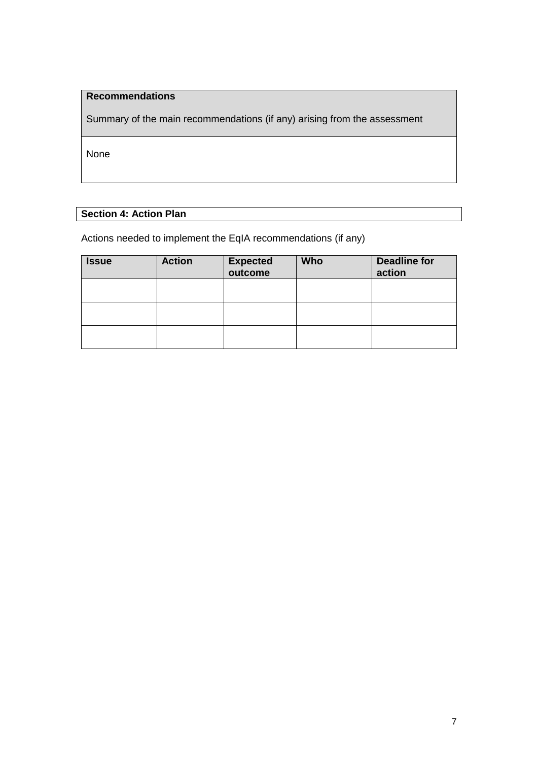| **Recommendations**<br><br>Summary of the main recommendations (if any) arising from the assessment |
|---|
| None |

## Section 4: Action Plan

Actions needed to implement the EqIA recommendations (if any)

| Issue | Action | Expected outcome | Who | Deadline for action |
|---|---|---|---|---|
| | | | | |
| | | | | |
| | | | | |